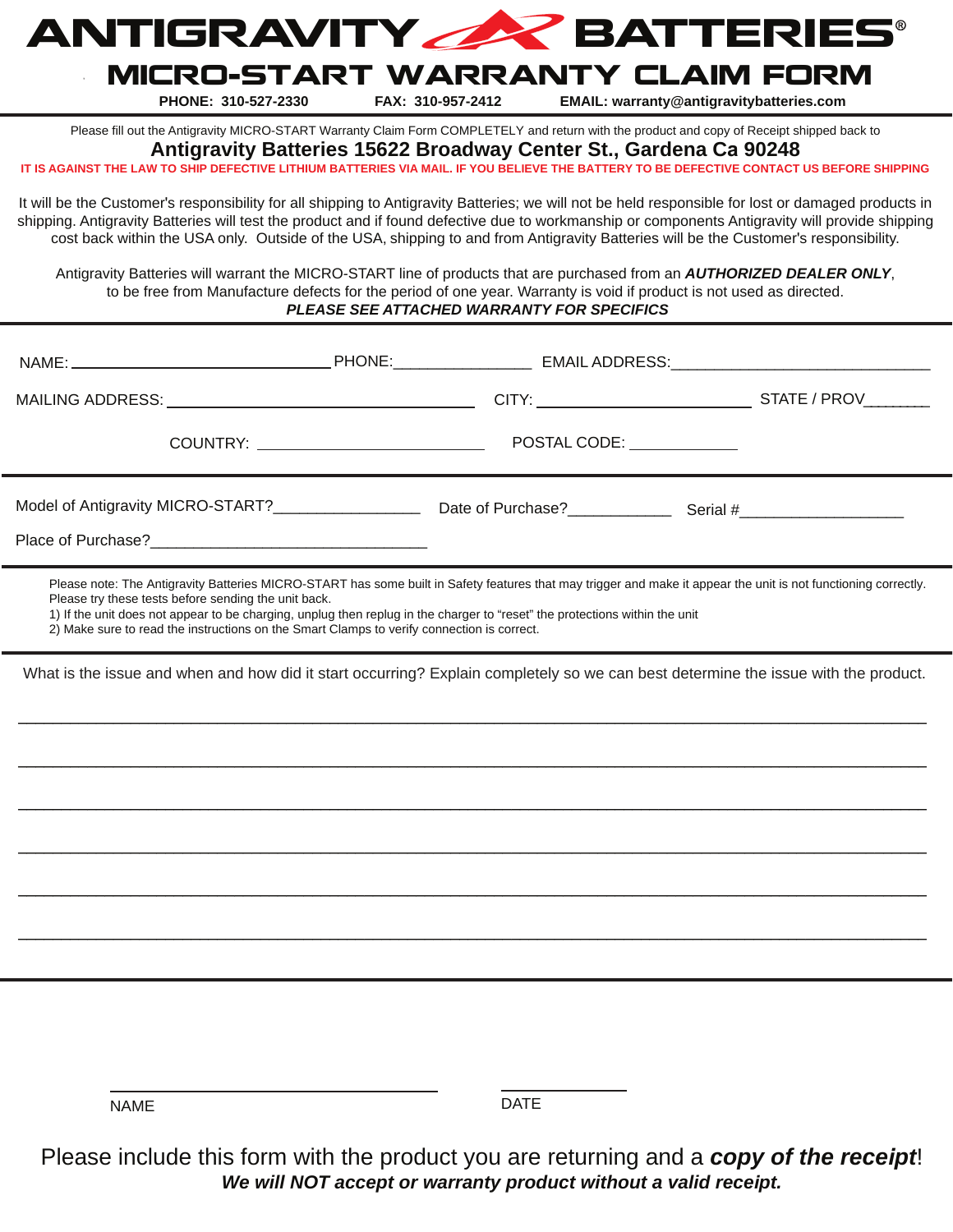# ANTIGRAVITY BATTERIES®

## MICRO-START WARRANTY CLAIM FORM

**PHONE: 310-527-2330** **FAX: 310-957-2412** **EMAIL: warranty@antigravitybatteries.com**

Please fill out the Antigravity MICRO-START Warranty Claim Form COMPLETELY and return with the product and copy of Receipt shipped back to

**Antigravity Batteries 15622 Broadway Center St., Gardena Ca 90248**

**IT IS AGAINST THE LAW TO SHIP DEFECTIVE LITHIUM BATTERIES VIA MAIL. IF YOU BELIEVE THE BATTERY TO BE DEFECTIVE CONTACT US BEFORE SHIPPING**

It will be the Customer's responsibility for all shipping to Antigravity Batteries; we will not be held responsible for lost or damaged products in shipping. Antigravity Batteries will test the product and if found defective due to workmanship or components Antigravity will provide shipping cost back within the USA only. Outside of the USA, shipping to and from Antigravity Batteries will be the Customer's responsibility.

Antigravity Batteries will warrant the MICRO-START line of products that are purchased from an ***AUTHORIZED DEALER ONLY***, to be free from Manufacture defects for the period of one year. Warranty is void if product is not used as directed.

***PLEASE SEE ATTACHED WARRANTY FOR SPECIFICS***

---

NAME: ______________________ PHONE:________________ EMAIL ADDRESS:______________________________

MAILING ADDRESS: ___________________________ CITY: ___________________ STATE / PROV________

COUNTRY: ____________________________ POSTAL CODE: _____________

---

Model of Antigravity MICRO-START?_________________ Date of Purchase?____________ Serial #___________________

Place of Purchase?_________________________________

---

Please note: The Antigravity Batteries MICRO-START has some built in Safety features that may trigger and make it appear the unit is not functioning correctly. Please try these tests before sending the unit back.

1) If the unit does not appear to be charging, unplug then replug in the charger to "reset" the protections within the unit
2) Make sure to read the instructions on the Smart Clamps to verify connection is correct.

---

What is the issue and when and how did it start occurring? Explain completely so we can best determine the issue with the product.

_____________________________________________________________________________________

_____________________________________________________________________________________

_____________________________________________________________________________________

_____________________________________________________________________________________

_____________________________________________________________________________________

_____________________________________________________________________________________

---

______________________________ ______________

NAME DATE

Please include this form with the product you are returning and a ***copy of the receipt***!

***We will NOT accept or warranty product without a valid receipt.***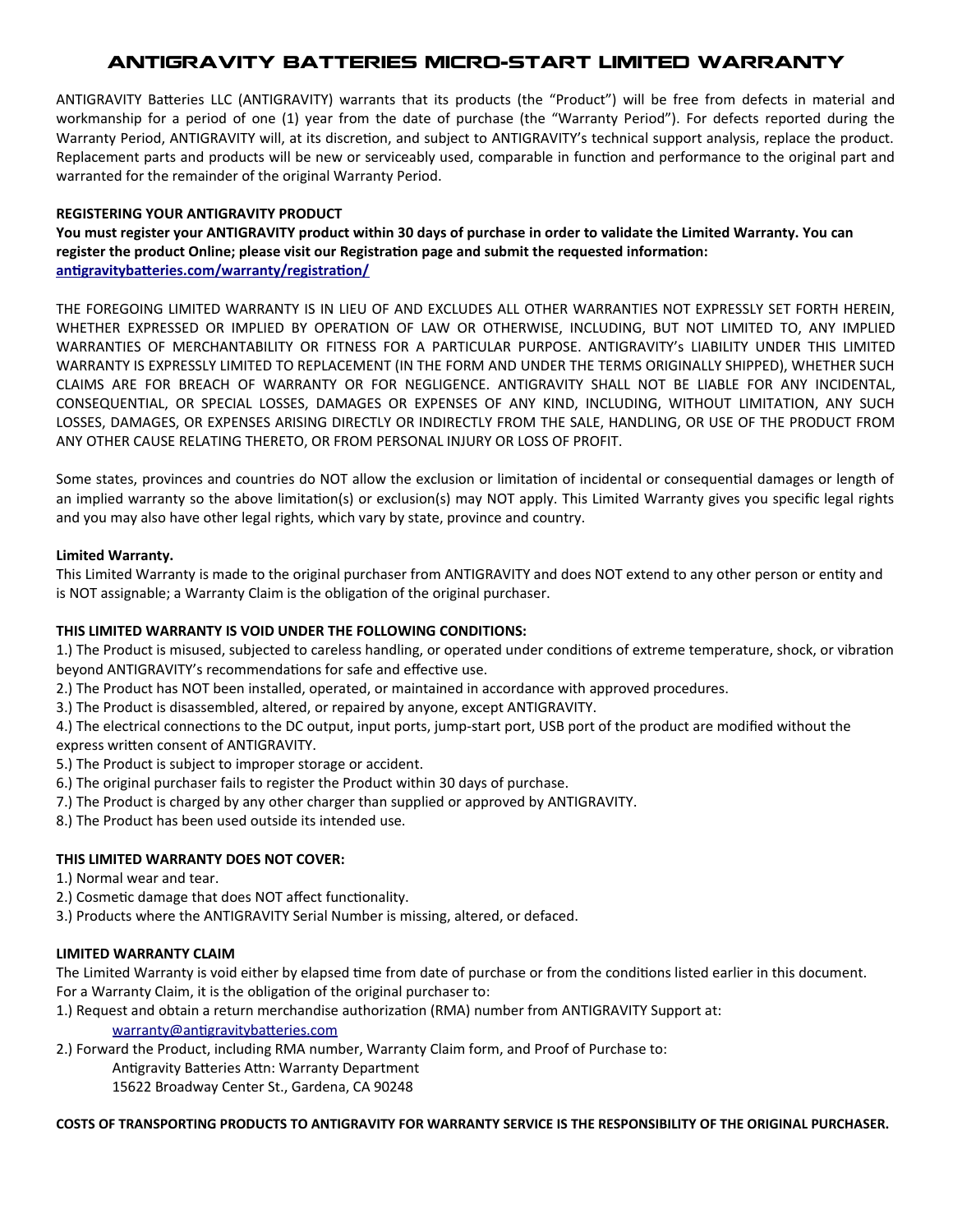# ANTIGRAVITY BATTERIES MICRO-START LIMITED WARRANTY

ANTIGRAVITY Batteries LLC (ANTIGRAVITY) warrants that its products (the "Product") will be free from defects in material and workmanship for a period of one (1) year from the date of purchase (the "Warranty Period"). For defects reported during the Warranty Period, ANTIGRAVITY will, at its discretion, and subject to ANTIGRAVITY's technical support analysis, replace the product. Replacement parts and products will be new or serviceably used, comparable in function and performance to the original part and warranted for the remainder of the original Warranty Period.

**REGISTERING YOUR ANTIGRAVITY PRODUCT**

**You must register your ANTIGRAVITY product within 30 days of purchase in order to validate the Limited Warranty. You can register the product Online; please visit our Registration page and submit the requested information:**
**[antigravitybatteries.com/warranty/registration/](antigravitybatteries.com/warranty/registration/)**

THE FOREGOING LIMITED WARRANTY IS IN LIEU OF AND EXCLUDES ALL OTHER WARRANTIES NOT EXPRESSLY SET FORTH HEREIN, WHETHER EXPRESSED OR IMPLIED BY OPERATION OF LAW OR OTHERWISE, INCLUDING, BUT NOT LIMITED TO, ANY IMPLIED WARRANTIES OF MERCHANTABILITY OR FITNESS FOR A PARTICULAR PURPOSE. ANTIGRAVITY's LIABILITY UNDER THIS LIMITED WARRANTY IS EXPRESSLY LIMITED TO REPLACEMENT (IN THE FORM AND UNDER THE TERMS ORIGINALLY SHIPPED), WHETHER SUCH CLAIMS ARE FOR BREACH OF WARRANTY OR FOR NEGLIGENCE. ANTIGRAVITY SHALL NOT BE LIABLE FOR ANY INCIDENTAL, CONSEQUENTIAL, OR SPECIAL LOSSES, DAMAGES OR EXPENSES OF ANY KIND, INCLUDING, WITHOUT LIMITATION, ANY SUCH LOSSES, DAMAGES, OR EXPENSES ARISING DIRECTLY OR INDIRECTLY FROM THE SALE, HANDLING, OR USE OF THE PRODUCT FROM ANY OTHER CAUSE RELATING THERETO, OR FROM PERSONAL INJURY OR LOSS OF PROFIT.

Some states, provinces and countries do NOT allow the exclusion or limitation of incidental or consequential damages or length of an implied warranty so the above limitation(s) or exclusion(s) may NOT apply. This Limited Warranty gives you specific legal rights and you may also have other legal rights, which vary by state, province and country.

**Limited Warranty.**

This Limited Warranty is made to the original purchaser from ANTIGRAVITY and does NOT extend to any other person or entity and is NOT assignable; a Warranty Claim is the obligation of the original purchaser.

**THIS LIMITED WARRANTY IS VOID UNDER THE FOLLOWING CONDITIONS:**

1.) The Product is misused, subjected to careless handling, or operated under conditions of extreme temperature, shock, or vibration beyond ANTIGRAVITY's recommendations for safe and effective use.
2.) The Product has NOT been installed, operated, or maintained in accordance with approved procedures.
3.) The Product is disassembled, altered, or repaired by anyone, except ANTIGRAVITY.
4.) The electrical connections to the DC output, input ports, jump-start port, USB port of the product are modified without the express written consent of ANTIGRAVITY.
5.) The Product is subject to improper storage or accident.
6.) The original purchaser fails to register the Product within 30 days of purchase.
7.) The Product is charged by any other charger than supplied or approved by ANTIGRAVITY.
8.) The Product has been used outside its intended use.

**THIS LIMITED WARRANTY DOES NOT COVER:**

1.) Normal wear and tear.
2.) Cosmetic damage that does NOT affect functionality.
3.) Products where the ANTIGRAVITY Serial Number is missing, altered, or defaced.

**LIMITED WARRANTY CLAIM**

The Limited Warranty is void either by elapsed time from date of purchase or from the conditions listed earlier in this document. For a Warranty Claim, it is the obligation of the original purchaser to:

1.) Request and obtain a return merchandise authorization (RMA) number from ANTIGRAVITY Support at:
   [warranty@antigravitybatteries.com](mailto:warranty@antigravitybatteries.com)
2.) Forward the Product, including RMA number, Warranty Claim form, and Proof of Purchase to:
   Antigravity Batteries Attn: Warranty Department
   15622 Broadway Center St., Gardena, CA 90248

**COSTS OF TRANSPORTING PRODUCTS TO ANTIGRAVITY FOR WARRANTY SERVICE IS THE RESPONSIBILITY OF THE ORIGINAL PURCHASER.**